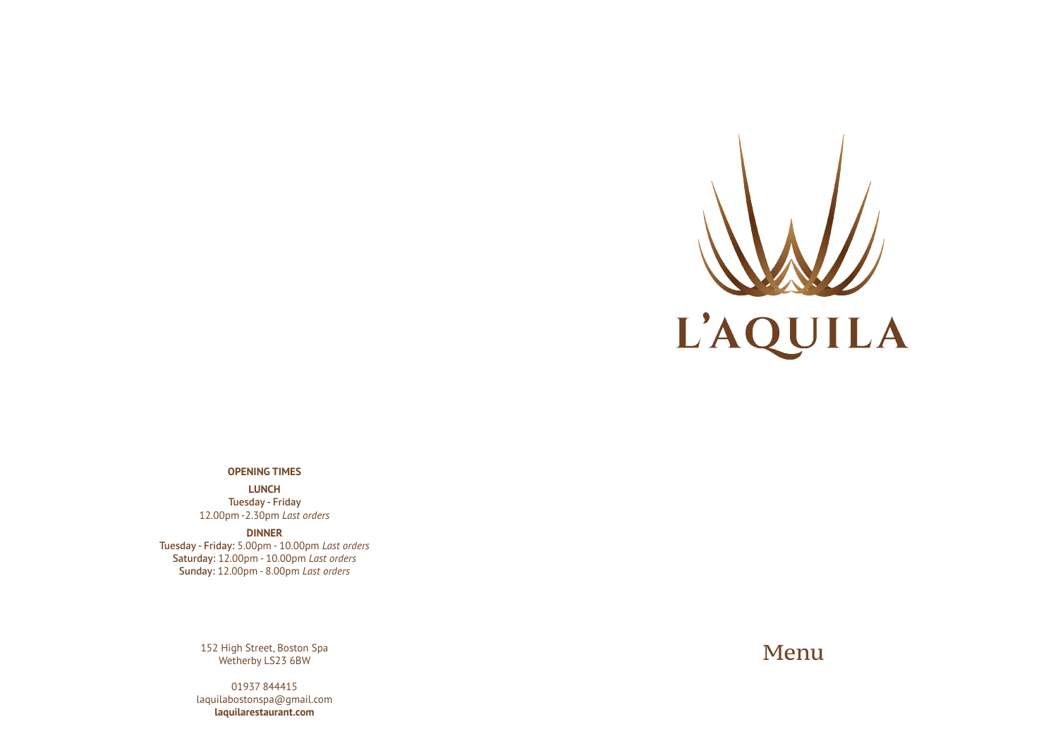# L'AQUILA

## Menu

**OPENING TIMES**

**LUNCH**
**Tuesday - Friday**
12.00pm -2.30pm *Last orders*

**DINNER**
**Tuesday - Friday:** 5.00pm - 10.00pm *Last orders*
**Saturday:** 12.00pm - 10.00pm *Last orders*
**Sunday:** 12.00pm - 8.00pm *Last orders*

152 High Street, Boston Spa
Wetherby LS23 6BW

01937 844415
laquilabostonspa@gmail.com
**laquilarestaurant.com**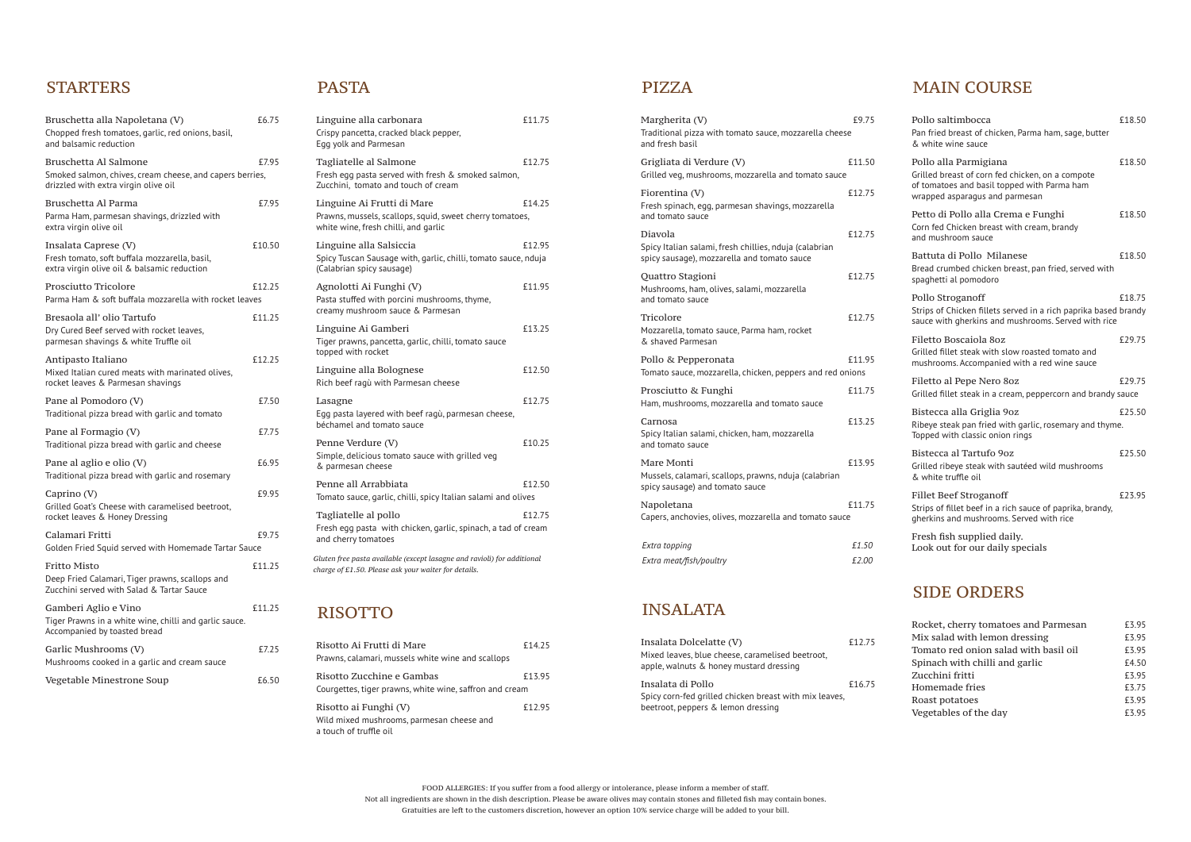## STARTERS

**Bruschetta alla Napoletana (V)** — £6.75
Chopped fresh tomatoes, garlic, red onions, basil, and balsamic reduction

**Bruschetta Al Salmone** — £7.95
Smoked salmon, chives, cream cheese, and capers berries, drizzled with extra virgin olive oil

**Bruschetta Al Parma** — £7.95
Parma Ham, parmesan shavings, drizzled with extra virgin olive oil

**Insalata Caprese (V)** — £10.50
Fresh tomato, soft buffala mozzarella, basil, extra virgin olive oil & balsamic reduction

**Prosciutto Tricolore** — £12.25
Parma Ham & soft buffala mozzarella with rocket leaves

**Bresaola all' olio Tartufo** — £11.25
Dry Cured Beef served with rocket leaves, parmesan shavings & white Truffle oil

**Antipasto Italiano** — £12.25
Mixed Italian cured meats with marinated olives, rocket leaves & Parmesan shavings

**Pane al Pomodoro (V)** — £7.50
Traditional pizza bread with garlic and tomato

**Pane al Formagio (V)** — £7.75
Traditional pizza bread with garlic and cheese

**Pane al aglio e olio (V)** — £6.95
Traditional pizza bread with garlic and rosemary

**Caprino (V)** — £9.95
Grilled Goat's Cheese with caramelised beetroot, rocket leaves & Honey Dressing

**Calamari Fritti** — £9.75
Golden Fried Squid served with Homemade Tartar Sauce

**Fritto Misto** — £11.25
Deep Fried Calamari, Tiger prawns, scallops and Zucchini served with Salad & Tartar Sauce

**Gamberi Aglio e Vino** — £11.25
Tiger Prawns in a white wine, chilli and garlic sauce. Accompanied by toasted bread

**Garlic Mushrooms (V)** — £7.25
Mushrooms cooked in a garlic and cream sauce

**Vegetable Minestrone Soup** — £6.50

## PASTA

**Linguine alla carbonara** — £11.75
Crispy pancetta, cracked black pepper, Egg yolk and Parmesan

**Tagliatelle al Salmone** — £12.75
Fresh egg pasta served with fresh & smoked salmon, Zucchini, tomato and touch of cream

**Linguine Ai Frutti di Mare** — £14.25
Prawns, mussels, scallops, squid, sweet cherry tomatoes, white wine, fresh chilli, and garlic

**Linguine alla Salsiccia** — £12.95
Spicy Tuscan Sausage with, garlic, chilli, tomato sauce, nduja (Calabrian spicy sausage)

**Agnolotti Ai Funghi (V)** — £11.95
Pasta stuffed with porcini mushrooms, thyme, creamy mushroom sauce & Parmesan

**Linguine Ai Gamberi** — £13.25
Tiger prawns, pancetta, garlic, chilli, tomato sauce topped with rocket

**Linguine alla Bolognese** — £12.50
Rich beef ragù with Parmesan cheese

**Lasagne** — £12.75
Egg pasta layered with beef ragù, parmesan cheese, béchamel and tomato sauce

**Penne Verdure (V)** — £10.25
Simple, delicious tomato sauce with grilled veg & parmesan cheese

**Penne all Arrabbiata** — £12.50
Tomato sauce, garlic, chilli, spicy Italian salami and olives

**Tagliatelle al pollo** — £12.75
Fresh egg pasta with chicken, garlic, spinach, a tad of cream and cherry tomatoes

*Gluten free pasta available (except lasagne and ravioli) for additional charge of £1.50. Please ask your waiter for details.*

## RISOTTO

**Risotto Ai Frutti di Mare** — £14.25
Prawns, calamari, mussels white wine and scallops

**Risotto Zucchine e Gambas** — £13.95
Courgettes, tiger prawns, white wine, saffron and cream

**Risotto ai Funghi (V)** — £12.95
Wild mixed mushrooms, parmesan cheese and a touch of truffle oil

## PIZZA

**Margherita (V)** — £9.75
Traditional pizza with tomato sauce, mozzarella cheese and fresh basil

**Grigliata di Verdure (V)** — £11.50
Grilled veg, mushrooms, mozzarella and tomato sauce

**Fiorentina (V)** — £12.75
Fresh spinach, egg, parmesan shavings, mozzarella and tomato sauce

**Diavola** — £12.75
Spicy Italian salami, fresh chillies, nduja (calabrian spicy sausage), mozzarella and tomato sauce

**Quattro Stagioni** — £12.75
Mushrooms, ham, olives, salami, mozzarella and tomato sauce

**Tricolore** — £12.75
Mozzarella, tomato sauce, Parma ham, rocket & shaved Parmesan

**Pollo & Pepperonata** — £11.95
Tomato sauce, mozzarella, chicken, peppers and red onions

**Prosciutto & Funghi** — £11.75
Ham, mushrooms, mozzarella and tomato sauce

**Carnosa** — £13.25
Spicy Italian salami, chicken, ham, mozzarella and tomato sauce

**Mare Monti** — £13.95
Mussels, calamari, scallops, prawns, nduja (calabrian spicy sausage) and tomato sauce

**Napoletana** — £11.75
Capers, anchovies, olives, mozzarella and tomato sauce

*Extra topping* — *£1.50*
*Extra meat/fish/poultry* — *£2.00*

## INSALATA

**Insalata Dolcelatte (V)** — £12.75
Mixed leaves, blue cheese, caramelised beetroot, apple, walnuts & honey mustard dressing

**Insalata di Pollo** — £16.75
Spicy corn-fed grilled chicken breast with mix leaves, beetroot, peppers & lemon dressing

## MAIN COURSE

**Pollo saltimbocca** — £18.50
Pan fried breast of chicken, Parma ham, sage, butter & white wine sauce

**Pollo alla Parmigiana** — £18.50
Grilled breast of corn fed chicken, on a compote of tomatoes and basil topped with Parma ham wrapped asparagus and parmesan

**Petto di Pollo alla Crema e Funghi** — £18.50
Corn fed Chicken breast with cream, brandy and mushroom sauce

**Battuta di Pollo Milanese** — £18.50
Bread crumbed chicken breast, pan fried, served with spaghetti al pomodoro

**Pollo Stroganoff** — £18.75
Strips of Chicken fillets served in a rich paprika based brandy sauce with gherkins and mushrooms. Served with rice

**Filetto Boscaiola 8oz** — £29.75
Grilled fillet steak with slow roasted tomato and mushrooms. Accompanied with a red wine sauce

**Filetto al Pepe Nero 8oz** — £29.75
Grilled fillet steak in a cream, peppercorn and brandy sauce

**Bistecca alla Griglia 9oz** — £25.50
Ribeye steak pan fried with garlic, rosemary and thyme. Topped with classic onion rings

**Bistecca al Tartufo 9oz** — £25.50
Grilled ribeye steak with sautéed wild mushrooms & white truffle oil

**Fillet Beef Stroganoff** — £23.95
Strips of fillet beef in a rich sauce of paprika, brandy, gherkins and mushrooms. Served with rice

Fresh fish supplied daily.
Look out for our daily specials

## SIDE ORDERS

| | |
|---|---|
| Rocket, cherry tomatoes and Parmesan | £3.95 |
| Mix salad with lemon dressing | £3.95 |
| Tomato red onion salad with basil oil | £3.95 |
| Spinach with chilli and garlic | £4.50 |
| Zucchini fritti | £3.95 |
| Homemade fries | £3.75 |
| Roast potatoes | £3.95 |
| Vegetables of the day | £3.95 |

FOOD ALLERGIES: If you suffer from a food allergy or intolerance, please inform a member of staff.
Not all ingredients are shown in the dish description. Please be aware olives may contain stones and filleted fish may contain bones.
Gratuities are left to the customers discretion, however an option 10% service charge will be added to your bill.